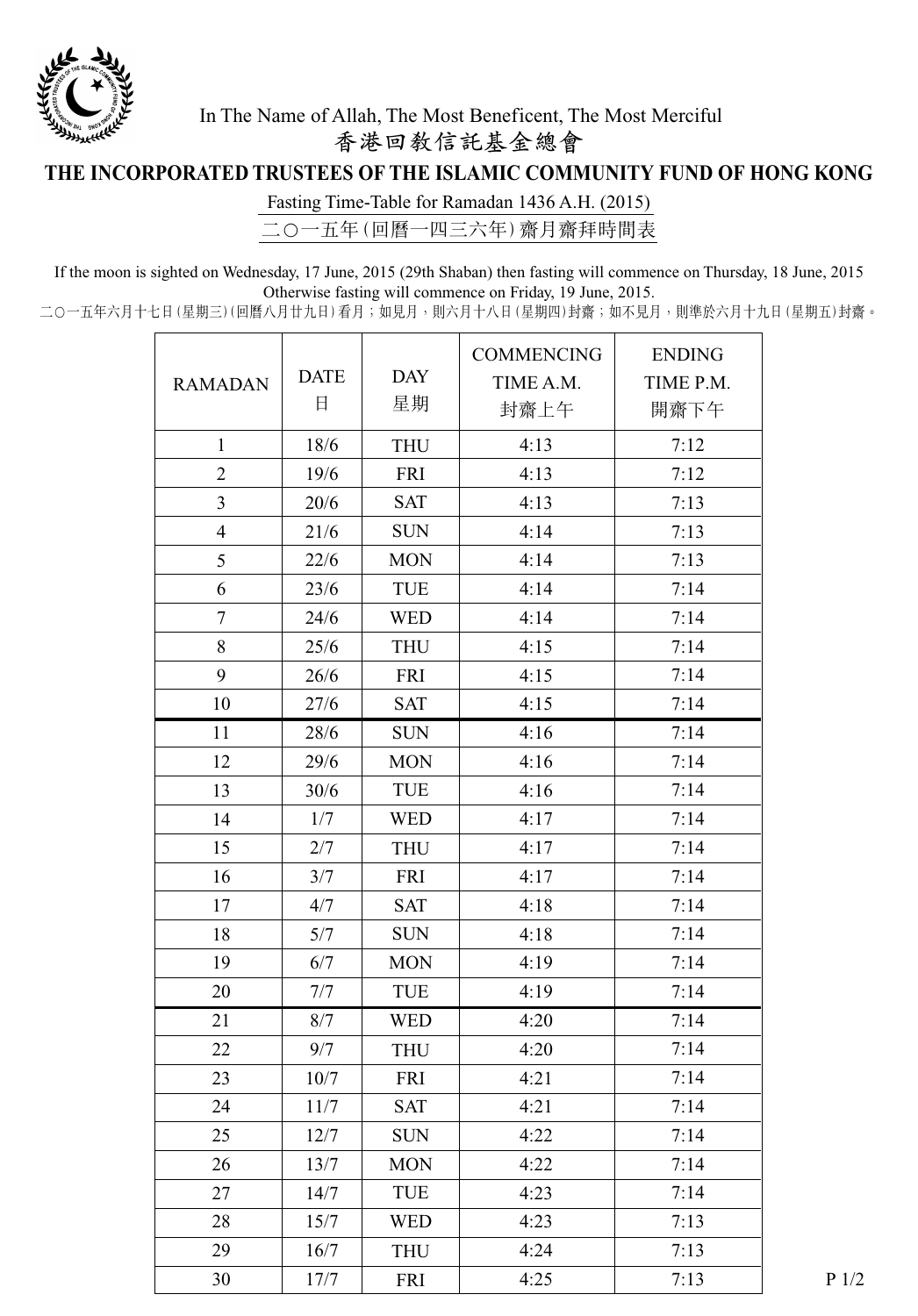In The Name of Allah, The Most Beneficent, The Most Merciful

香港回教信託基金總會

# THE INCORPORATED TRUSTEES OF THE ISLAMIC COMMUNITY FUND OF HONG KONG

## Fasting Time-Table for Ramadan 1436 A.H. (2015)

## 二〇一五年(回曆一四三六年)齋月齋拜時間表

If the moon is sighted on Wednesday, 17 June, 2015 (29th Shaban) then fasting will commence on Thursday, 18 June, 2015 Otherwise fasting will commence on Friday, 19 June, 2015.

二〇一五年六月十七日(星期三)(回曆八月廿九日)看月；如見月，則六月十八日(星期四)封齋；如不見月，則準於六月十九日(星期五)封齋。

| RAMADAN | DATE 日 | DAY 星期 | COMMENCING TIME A.M. 封齋上午 | ENDING TIME P.M. 開齋下午 |
|---|---|---|---|---|
| 1 | 18/6 | THU | 4:13 | 7:12 |
| 2 | 19/6 | FRI | 4:13 | 7:12 |
| 3 | 20/6 | SAT | 4:13 | 7:13 |
| 4 | 21/6 | SUN | 4:14 | 7:13 |
| 5 | 22/6 | MON | 4:14 | 7:13 |
| 6 | 23/6 | TUE | 4:14 | 7:14 |
| 7 | 24/6 | WED | 4:14 | 7:14 |
| 8 | 25/6 | THU | 4:15 | 7:14 |
| 9 | 26/6 | FRI | 4:15 | 7:14 |
| 10 | 27/6 | SAT | 4:15 | 7:14 |
| 11 | 28/6 | SUN | 4:16 | 7:14 |
| 12 | 29/6 | MON | 4:16 | 7:14 |
| 13 | 30/6 | TUE | 4:16 | 7:14 |
| 14 | 1/7 | WED | 4:17 | 7:14 |
| 15 | 2/7 | THU | 4:17 | 7:14 |
| 16 | 3/7 | FRI | 4:17 | 7:14 |
| 17 | 4/7 | SAT | 4:18 | 7:14 |
| 18 | 5/7 | SUN | 4:18 | 7:14 |
| 19 | 6/7 | MON | 4:19 | 7:14 |
| 20 | 7/7 | TUE | 4:19 | 7:14 |
| 21 | 8/7 | WED | 4:20 | 7:14 |
| 22 | 9/7 | THU | 4:20 | 7:14 |
| 23 | 10/7 | FRI | 4:21 | 7:14 |
| 24 | 11/7 | SAT | 4:21 | 7:14 |
| 25 | 12/7 | SUN | 4:22 | 7:14 |
| 26 | 13/7 | MON | 4:22 | 7:14 |
| 27 | 14/7 | TUE | 4:23 | 7:14 |
| 28 | 15/7 | WED | 4:23 | 7:13 |
| 29 | 16/7 | THU | 4:24 | 7:13 |
| 30 | 17/7 | FRI | 4:25 | 7:13 |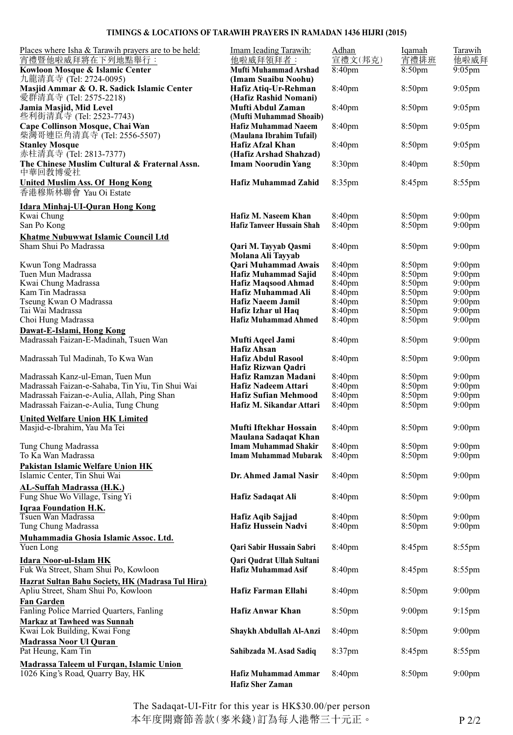**TIMINGS & LOCATIONS OF TARAWIH PRAYERS IN RAMADAN 1436 HIJRI (2015)**

| Places where Isha & Tarawih prayers are to be held: 宵禮暨他啦威拜將在下列地點舉行： | Imam leading Tarawih: 他啦威拜領拜者： | Adhan 宣禮文(邦克) | Iqamah 宵禮排班 | Tarawih 他啦威拜 |
|---|---|---|---|---|
| **Kowloon Mosque & Islamic Center** 九龍清真寺 (Tel: 2724-0095) | **Mufti Muhammad Arshad (Imam Suaibu Noohu)** | 8:40pm | 8:50pm | 9:05pm |
| **Masjid Ammar & O. R. Sadick Islamic Center** 愛群清真寺 (Tel: 2575-2218) | **Hafiz Atiq-Ur-Rehman (Hafiz Rashid Nomani)** | 8:40pm | 8:50pm | 9:05pm |
| **Jamia Masjid, Mid Level** 些利街清真寺 (Tel: 2523-7743) | **Mufti Abdul Zaman (Mufti Muhammad Shoaib)** | 8:40pm | 8:50pm | 9:05pm |
| **Cape Collinson Mosque, Chai Wan** 柴灣哥連臣角清真寺 (Tel: 2556-5507) | **Hafiz Muhammad Naeem (Maulana Ibrahim Tufail)** | 8:40pm | 8:50pm | 9:05pm |
| **Stanley Mosque** 赤柱清真寺 (Tel: 2813-7377) | **Hafiz Afzal Khan (Hafiz Arshad Shahzad)** | 8:40pm | 8:50pm | 9:05pm |
| **The Chinese Muslim Cultural & Fraternal Assn.** 中華回教博愛社 | **Imam Noorudin Yang** | 8:30pm | 8:40pm | 8:50pm |
| **United Muslim Ass. Of Hong Kong** 香港穆斯林聯會 Yau Oi Estate | **Hafiz Muhammad Zahid** | 8:35pm | 8:45pm | 8:55pm |
| **Idara Minhaj-UI-Quran Hong Kong** | | | | |
| Kwai Chung | **Hafiz M. Naseem Khan** | 8:40pm | 8:50pm | 9:00pm |
| San Po Kong | **Hafiz Tanveer Hussain Shah** | 8:40pm | 8:50pm | 9:00pm |
| **Khatme Nubuwwat Islamic Council Ltd** | | | | |
| Sham Shui Po Madrassa | **Qari M. Tayyab Qasmi Molana Ali Tayyab** | 8:40pm | 8:50pm | 9:00pm |
| Kwun Tong Madrassa | **Qari Muhammad Awais** | 8:40pm | 8:50pm | 9:00pm |
| Tuen Mun Madrassa | **Hafiz Muhammad Sajid** | 8:40pm | 8:50pm | 9:00pm |
| Kwai Chung Madrassa | **Hafiz Maqsood Ahmad** | 8:40pm | 8:50pm | 9:00pm |
| Kam Tin Madrassa | **Hafiz Muhammad Ali** | 8:40pm | 8:50pm | 9:00pm |
| Tseung Kwan O Madrassa | **Hafiz Naeem Jamil** | 8:40pm | 8:50pm | 9:00pm |
| Tai Wai Madrassa | **Hafiz Izhar ul Haq** | 8:40pm | 8:50pm | 9:00pm |
| Choi Hung Madrassa | **Hafiz Muhammad Ahmed** | 8:40pm | 8:50pm | 9:00pm |
| **Dawat-E-Islami, Hong Kong** | | | | |
| Madrassah Faizan-E-Madinah, Tsuen Wan | **Mufti Aqeel Jami Hafiz Ahsan** | 8:40pm | 8:50pm | 9:00pm |
| Madrassah Tul Madinah, To Kwa Wan | **Hafiz Abdul Rasool Hafiz Rizwan Qadri** | 8:40pm | 8:50pm | 9:00pm |
| Madrassah Kanz-ul-Eman, Tuen Mun | **Hafiz Ramzan Madani** | 8:40pm | 8:50pm | 9:00pm |
| Madrassah Faizan-e-Sahaba, Tin Yiu, Tin Shui Wai | **Hafiz Nadeem Attari** | 8:40pm | 8:50pm | 9:00pm |
| Madrassah Faizan-e-Aulia, Allah, Ping Shan | **Hafiz Sufian Mehmood** | 8:40pm | 8:50pm | 9:00pm |
| Madrassah Faizan-e-Aulia, Tung Chung | **Hafiz M. Sikandar Attari** | 8:40pm | 8:50pm | 9:00pm |
| **United Welfare Union HK Limited** | | | | |
| Masjid-e-Ibrahim, Yau Ma Tei | **Mufti Iftekhar Hossain Maulana Sadaqat Khan** | 8:40pm | 8:50pm | 9:00pm |
| Tung Chung Madrassa | **Imam Muhammad Shakir** | 8:40pm | 8:50pm | 9:00pm |
| To Ka Wan Madrassa | **Imam Muhammad Mubarak** | 8:40pm | 8:50pm | 9:00pm |
| **Pakistan Islamic Welfare Union HK** | | | | |
| Islamic Center, Tin Shui Wai | **Dr. Ahmed Jamal Nasir** | 8:40pm | 8:50pm | 9:00pm |
| **AL-Suffah Madrassa (H.K.)** | | | | |
| Fung Shue Wo Village, Tsing Yi | **Hafiz Sadaqat Ali** | 8:40pm | 8:50pm | 9:00pm |
| **Iqraa Foundation H.K.** | | | | |
| Tsuen Wan Madrassa | **Hafiz Aqib Sajjad** | 8:40pm | 8:50pm | 9:00pm |
| Tung Chung Madrassa | **Hafiz Hussein Nadvi** | 8:40pm | 8:50pm | 9:00pm |
| **Muhammadia Ghosia Islamic Assoc. Ltd.** | | | | |
| Yuen Long | **Qari Sabir Hussain Sabri** | 8:40pm | 8:45pm | 8:55pm |
| **Idara Noor-ul-Islam HK** | **Qari Qudrat Ullah Sultani** | | | |
| Fuk Wa Street, Sham Shui Po, Kowloon | **Hafiz Muhammad Asif** | 8:40pm | 8:45pm | 8:55pm |
| **Hazrat Sultan Bahu Society, HK (Madrasa Tul Hira)** | | | | |
| Apliu Street, Sham Shui Po, Kowloon | **Hafiz Farman Ellahi** | 8:40pm | 8:50pm | 9:00pm |
| **Fan Garden** | | | | |
| Fanling Police Married Quarters, Fanling | **Hafiz Anwar Khan** | 8:50pm | 9:00pm | 9:15pm |
| **Markaz at Tawheed was Sunnah** | | | | |
| Kwai Lok Building, Kwai Fong | **Shaykh Abdullah Al-Anzi** | 8:40pm | 8:50pm | 9:00pm |
| **Madrassa Noor Ul Quran** | | | | |
| Pat Heung, Kam Tin | **Sahibzada M. Asad Sadiq** | 8:37pm | 8:45pm | 8:55pm |
| **Madrassa Taleem ul Furqan, Islamic Union** | | | | |
| 1026 King's Road, Quarry Bay, HK | **Hafiz Muhammad Ammar Hafiz Sher Zaman** | 8:40pm | 8:50pm | 9:00pm |

The Sadaqat-UI-Fitr for this year is HK$30.00/per person
本年度開齋節善款(麥米錢)訂為每人港幣三十元正。